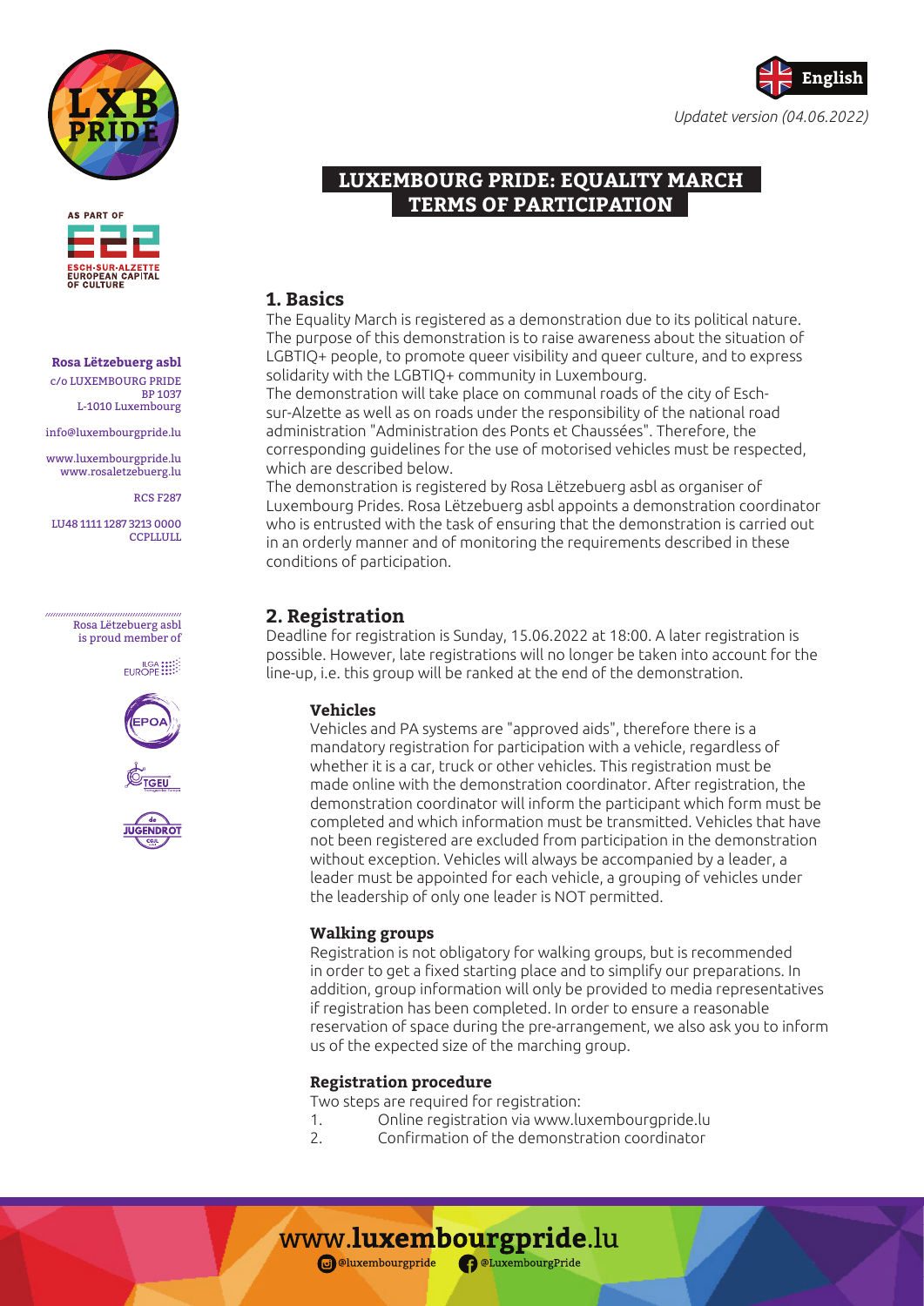English

*Updatet version (04.06.2022)*

**Rosa Lëtzebuerg asbl**
c/o LUXEMBOURG PRIDE
BP 1037
L-1010 Luxembourg

info@luxembourgpride.lu

www.luxembourgpride.lu
www.rosaletzebuerg.lu

RCS F287

LU48 1111 1287 3213 0000
CCPLLULL

Rosa Lëtzebuerg asbl is proud member of

# LUXEMBOURG PRIDE: EQUALITY MARCH TERMS OF PARTICIPATION

## 1. Basics

The Equality March is registered as a demonstration due to its political nature. The purpose of this demonstration is to raise awareness about the situation of LGBTIQ+ people, to promote queer visibility and queer culture, and to express solidarity with the LGBTIQ+ community in Luxembourg.

The demonstration will take place on communal roads of the city of Esch-sur-Alzette as well as on roads under the responsibility of the national road administration "Administration des Ponts et Chaussées". Therefore, the corresponding guidelines for the use of motorised vehicles must be respected, which are described below.

The demonstration is registered by Rosa Lëtzebuerg asbl as organiser of Luxembourg Prides. Rosa Lëtzebuerg asbl appoints a demonstration coordinator who is entrusted with the task of ensuring that the demonstration is carried out in an orderly manner and of monitoring the requirements described in these conditions of participation.

## 2. Registration

Deadline for registration is Sunday, 15.06.2022 at 18:00. A later registration is possible. However, late registrations will no longer be taken into account for the line-up, i.e. this group will be ranked at the end of the demonstration.

### Vehicles

Vehicles and PA systems are "approved aids", therefore there is a mandatory registration for participation with a vehicle, regardless of whether it is a car, truck or other vehicles. This registration must be made online with the demonstration coordinator. After registration, the demonstration coordinator will inform the participant which form must be completed and which information must be transmitted. Vehicles that have not been registered are excluded from participation in the demonstration without exception. Vehicles will always be accompanied by a leader, a leader must be appointed for each vehicle, a grouping of vehicles under the leadership of only one leader is NOT permitted.

### Walking groups

Registration is not obligatory for walking groups, but is recommended in order to get a fixed starting place and to simplify our preparations. In addition, group information will only be provided to media representatives if registration has been completed. In order to ensure a reasonable reservation of space during the pre-arrangement, we also ask you to inform us of the expected size of the marching group.

### Registration procedure

Two steps are required for registration:

1. Online registration via www.luxembourgpride.lu
2. Confirmation of the demonstration coordinator

www.luxembourgpride.lu
@luxembourgpride @LuxembourgPride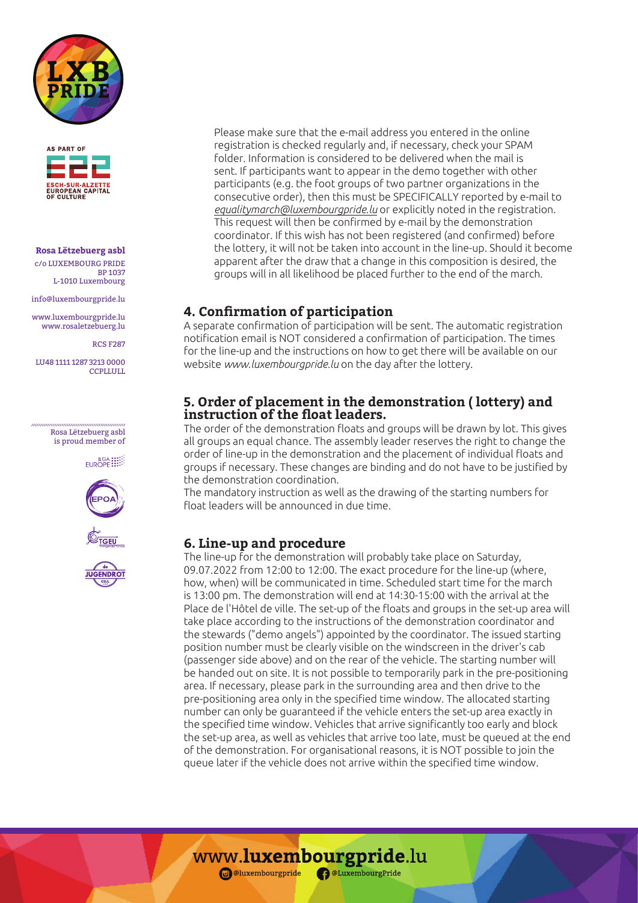Please make sure that the e-mail address you entered in the online registration is checked regularly and, if necessary, check your SPAM folder. Information is considered to be delivered when the mail is sent. If participants want to appear in the demo together with other participants (e.g. the foot groups of two partner organizations in the consecutive order), then this must be SPECIFICALLY reported by e-mail to *equalitymarch@luxembourgpride.lu* or explicitly noted in the registration. This request will then be confirmed by e-mail by the demonstration coordinator. If this wish has not been registered (and confirmed) before the lottery, it will not be taken into account in the line-up. Should it become apparent after the draw that a change in this composition is desired, the groups will in all likelihood be placed further to the end of the march.

## 4. Confirmation of participation

A separate confirmation of participation will be sent. The automatic registration notification email is NOT considered a confirmation of participation. The times for the line-up and the instructions on how to get there will be available on our website *www.luxembourgpride.lu* on the day after the lottery.

## 5. Order of placement in the demonstration ( lottery) and instruction of the float leaders.

The order of the demonstration floats and groups will be drawn by lot. This gives all groups an equal chance. The assembly leader reserves the right to change the order of line-up in the demonstration and the placement of individual floats and groups if necessary. These changes are binding and do not have to be justified by the demonstration coordination.

The mandatory instruction as well as the drawing of the starting numbers for float leaders will be announced in due time.

## 6. Line-up and procedure

The line-up for the demonstration will probably take place on Saturday, 09.07.2022 from 12:00 to 12:00. The exact procedure for the line-up (where, how, when) will be communicated in time. Scheduled start time for the march is 13:00 pm. The demonstration will end at 14:30-15:00 with the arrival at the Place de l'Hôtel de ville. The set-up of the floats and groups in the set-up area will take place according to the instructions of the demonstration coordinator and the stewards ("demo angels") appointed by the coordinator. The issued starting position number must be clearly visible on the windscreen in the driver's cab (passenger side above) and on the rear of the vehicle. The starting number will be handed out on site. It is not possible to temporarily park in the pre-positioning area. If necessary, please park in the surrounding area and then drive to the pre-positioning area only in the specified time window. The allocated starting number can only be guaranteed if the vehicle enters the set-up area exactly in the specified time window. Vehicles that arrive significantly too early and block the set-up area, as well as vehicles that arrive too late, must be queued at the end of the demonstration. For organisational reasons, it is NOT possible to join the queue later if the vehicle does not arrive within the specified time window.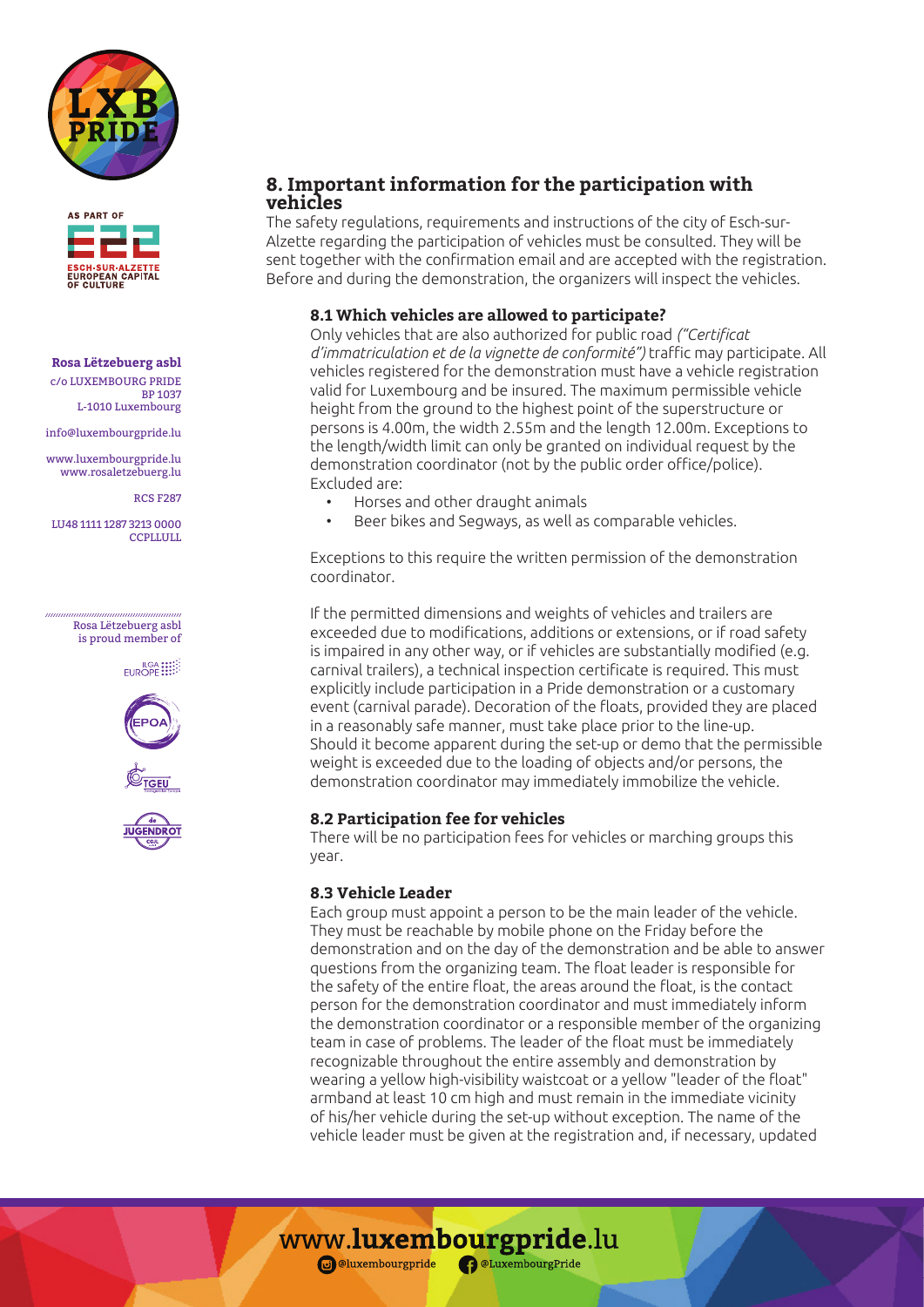## 8. Important information for the participation with vehicles

The safety regulations, requirements and instructions of the city of Esch-sur-Alzette regarding the participation of vehicles must be consulted. They will be sent together with the confirmation email and are accepted with the registration. Before and during the demonstration, the organizers will inspect the vehicles.

### 8.1 Which vehicles are allowed to participate?

Only vehicles that are also authorized for public road *("Certificat d'immatriculation et de la vignette de conformité")* traffic may participate. All vehicles registered for the demonstration must have a vehicle registration valid for Luxembourg and be insured. The maximum permissible vehicle height from the ground to the highest point of the superstructure or persons is 4.00m, the width 2.55m and the length 12.00m. Exceptions to the length/width limit can only be granted on individual request by the demonstration coordinator (not by the public order office/police). Excluded are:

- Horses and other draught animals
- Beer bikes and Segways, as well as comparable vehicles.

Exceptions to this require the written permission of the demonstration coordinator.

If the permitted dimensions and weights of vehicles and trailers are exceeded due to modifications, additions or extensions, or if road safety is impaired in any other way, or if vehicles are substantially modified (e.g. carnival trailers), a technical inspection certificate is required. This must explicitly include participation in a Pride demonstration or a customary event (carnival parade). Decoration of the floats, provided they are placed in a reasonably safe manner, must take place prior to the line-up. Should it become apparent during the set-up or demo that the permissible weight is exceeded due to the loading of objects and/or persons, the demonstration coordinator may immediately immobilize the vehicle.

### 8.2 Participation fee for vehicles

There will be no participation fees for vehicles or marching groups this year.

### 8.3 Vehicle Leader

Each group must appoint a person to be the main leader of the vehicle. They must be reachable by mobile phone on the Friday before the demonstration and on the day of the demonstration and be able to answer questions from the organizing team. The float leader is responsible for the safety of the entire float, the areas around the float, is the contact person for the demonstration coordinator and must immediately inform the demonstration coordinator or a responsible member of the organizing team in case of problems. The leader of the float must be immediately recognizable throughout the entire assembly and demonstration by wearing a yellow high-visibility waistcoat or a yellow "leader of the float" armband at least 10 cm high and must remain in the immediate vicinity of his/her vehicle during the set-up without exception. The name of the vehicle leader must be given at the registration and, if necessary, updated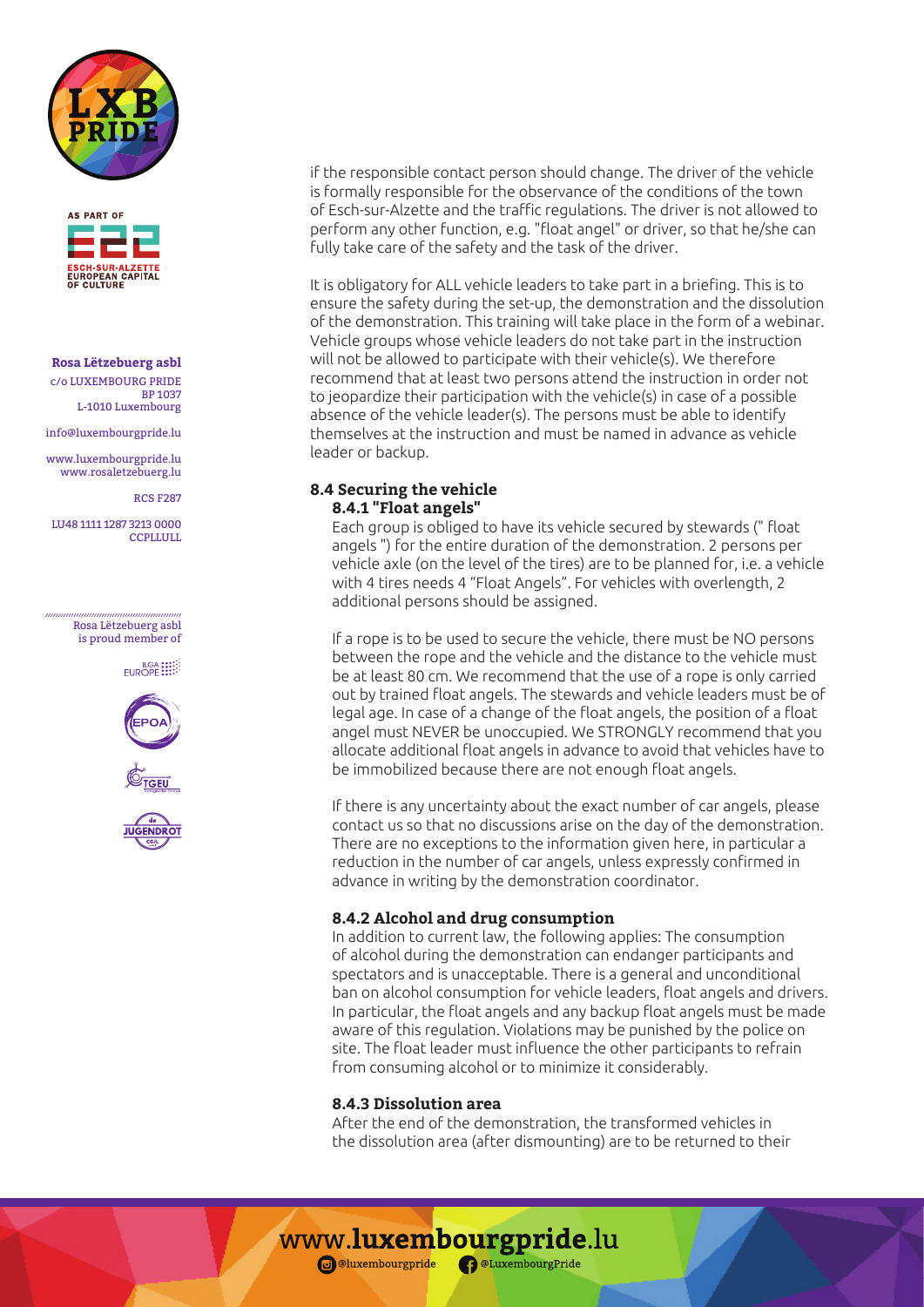if the responsible contact person should change. The driver of the vehicle is formally responsible for the observance of the conditions of the town of Esch-sur-Alzette and the traffic regulations. The driver is not allowed to perform any other function, e.g. "float angel" or driver, so that he/she can fully take care of the safety and the task of the driver.

It is obligatory for ALL vehicle leaders to take part in a briefing. This is to ensure the safety during the set-up, the demonstration and the dissolution of the demonstration. This training will take place in the form of a webinar. Vehicle groups whose vehicle leaders do not take part in the instruction will not be allowed to participate with their vehicle(s). We therefore recommend that at least two persons attend the instruction in order not to jeopardize their participation with the vehicle(s) in case of a possible absence of the vehicle leader(s). The persons must be able to identify themselves at the instruction and must be named in advance as vehicle leader or backup.

## 8.4 Securing the vehicle

### 8.4.1 "Float angels"

Each group is obliged to have its vehicle secured by stewards (" float angels ") for the entire duration of the demonstration. 2 persons per vehicle axle (on the level of the tires) are to be planned for, i.e. a vehicle with 4 tires needs 4 "Float Angels". For vehicles with overlength, 2 additional persons should be assigned.

If a rope is to be used to secure the vehicle, there must be NO persons between the rope and the vehicle and the distance to the vehicle must be at least 80 cm. We recommend that the use of a rope is only carried out by trained float angels. The stewards and vehicle leaders must be of legal age. In case of a change of the float angels, the position of a float angel must NEVER be unoccupied. We STRONGLY recommend that you allocate additional float angels in advance to avoid that vehicles have to be immobilized because there are not enough float angels.

If there is any uncertainty about the exact number of car angels, please contact us so that no discussions arise on the day of the demonstration. There are no exceptions to the information given here, in particular a reduction in the number of car angels, unless expressly confirmed in advance in writing by the demonstration coordinator.

### 8.4.2 Alcohol and drug consumption

In addition to current law, the following applies: The consumption of alcohol during the demonstration can endanger participants and spectators and is unacceptable. There is a general and unconditional ban on alcohol consumption for vehicle leaders, float angels and drivers. In particular, the float angels and any backup float angels must be made aware of this regulation. Violations may be punished by the police on site. The float leader must influence the other participants to refrain from consuming alcohol or to minimize it considerably.

### 8.4.3 Dissolution area

After the end of the demonstration, the transformed vehicles in the dissolution area (after dismounting) are to be returned to their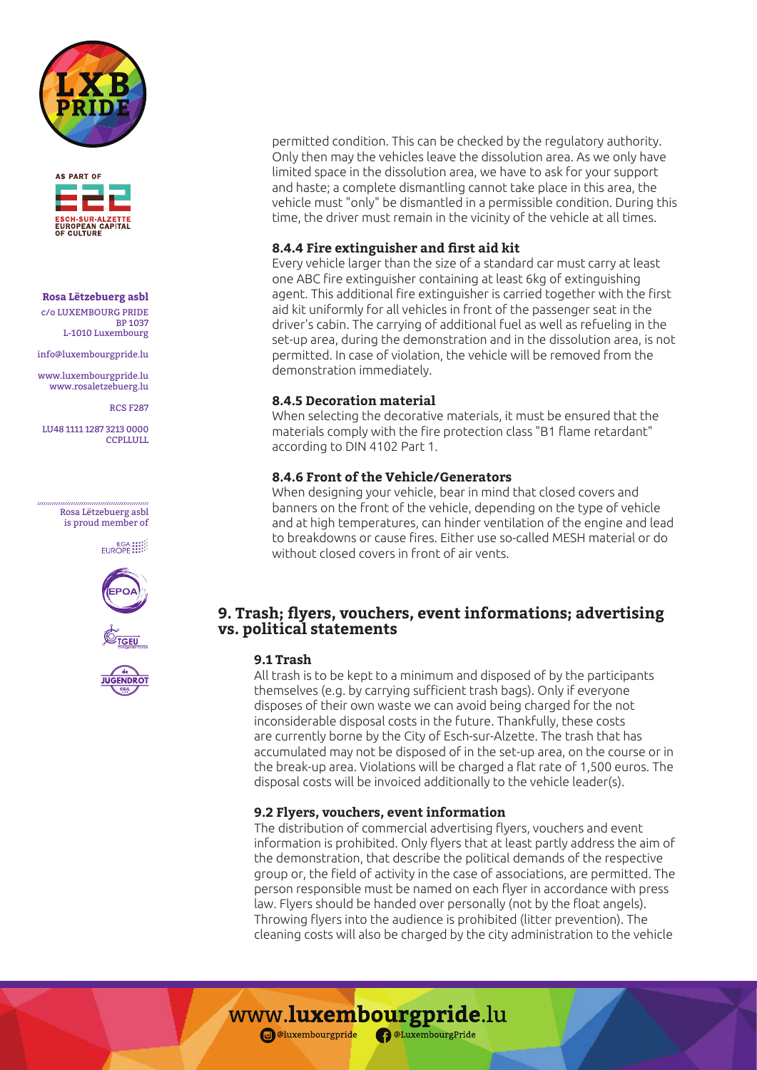permitted condition. This can be checked by the regulatory authority. Only then may the vehicles leave the dissolution area. As we only have limited space in the dissolution area, we have to ask for your support and haste; a complete dismantling cannot take place in this area, the vehicle must "only" be dismantled in a permissible condition. During this time, the driver must remain in the vicinity of the vehicle at all times.

### 8.4.4 Fire extinguisher and first aid kit

Every vehicle larger than the size of a standard car must carry at least one ABC fire extinguisher containing at least 6kg of extinguishing agent. This additional fire extinguisher is carried together with the first aid kit uniformly for all vehicles in front of the passenger seat in the driver's cabin. The carrying of additional fuel as well as refueling in the set-up area, during the demonstration and in the dissolution area, is not permitted. In case of violation, the vehicle will be removed from the demonstration immediately.

### 8.4.5 Decoration material

When selecting the decorative materials, it must be ensured that the materials comply with the fire protection class "B1 flame retardant" according to DIN 4102 Part 1.

### 8.4.6 Front of the Vehicle/Generators

When designing your vehicle, bear in mind that closed covers and banners on the front of the vehicle, depending on the type of vehicle and at high temperatures, can hinder ventilation of the engine and lead to breakdowns or cause fires. Either use so-called MESH material or do without closed covers in front of air vents.

## 9. Trash; flyers, vouchers, event informations; advertising vs. political statements

### 9.1 Trash

All trash is to be kept to a minimum and disposed of by the participants themselves (e.g. by carrying sufficient trash bags). Only if everyone disposes of their own waste we can avoid being charged for the not inconsiderable disposal costs in the future. Thankfully, these costs are currently borne by the City of Esch-sur-Alzette. The trash that has accumulated may not be disposed of in the set-up area, on the course or in the break-up area. Violations will be charged a flat rate of 1,500 euros. The disposal costs will be invoiced additionally to the vehicle leader(s).

### 9.2 Flyers, vouchers, event information

The distribution of commercial advertising flyers, vouchers and event information is prohibited. Only flyers that at least partly address the aim of the demonstration, that describe the political demands of the respective group or, the field of activity in the case of associations, are permitted. The person responsible must be named on each flyer in accordance with press law. Flyers should be handed over personally (not by the float angels). Throwing flyers into the audience is prohibited (litter prevention). The cleaning costs will also be charged by the city administration to the vehicle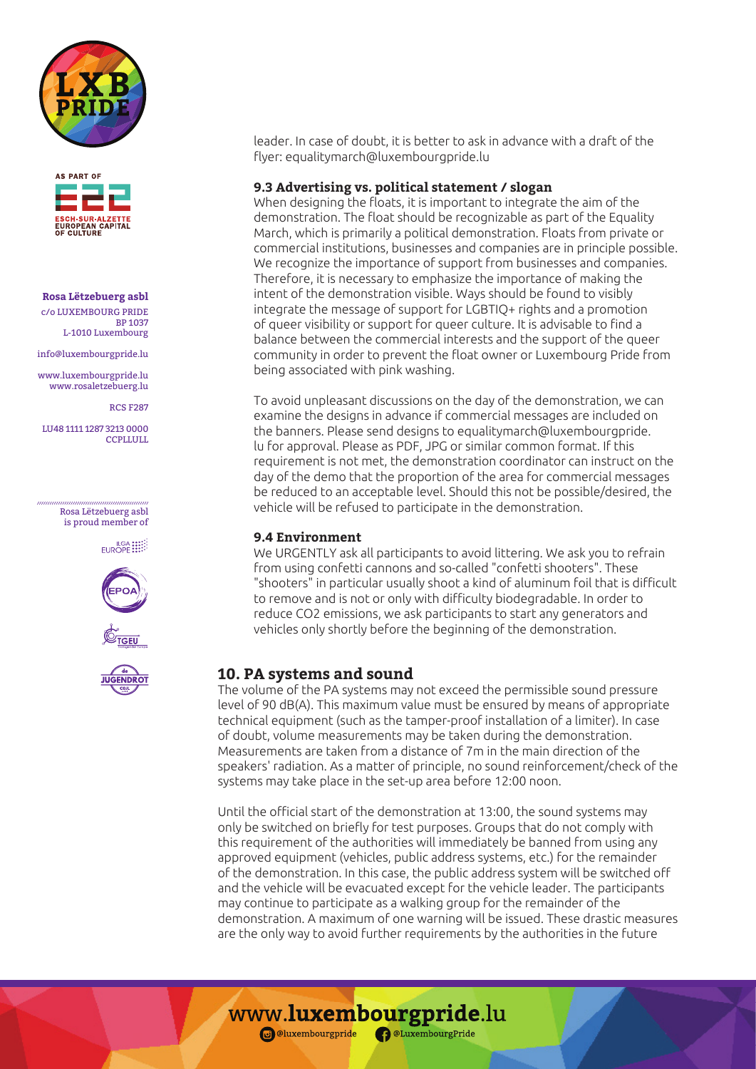leader. In case of doubt, it is better to ask in advance with a draft of the flyer: equalitymarch@luxembourgpride.lu

### 9.3 Advertising vs. political statement / slogan

When designing the floats, it is important to integrate the aim of the demonstration. The float should be recognizable as part of the Equality March, which is primarily a political demonstration. Floats from private or commercial institutions, businesses and companies are in principle possible. We recognize the importance of support from businesses and companies. Therefore, it is necessary to emphasize the importance of making the intent of the demonstration visible. Ways should be found to visibly integrate the message of support for LGBTIQ+ rights and a promotion of queer visibility or support for queer culture. It is advisable to find a balance between the commercial interests and the support of the queer community in order to prevent the float owner or Luxembourg Pride from being associated with pink washing.

To avoid unpleasant discussions on the day of the demonstration, we can examine the designs in advance if commercial messages are included on the banners. Please send designs to equalitymarch@luxembourgpride.lu for approval. Please as PDF, JPG or similar common format. If this requirement is not met, the demonstration coordinator can instruct on the day of the demo that the proportion of the area for commercial messages be reduced to an acceptable level. Should this not be possible/desired, the vehicle will be refused to participate in the demonstration.

### 9.4 Environment

We URGENTLY ask all participants to avoid littering. We ask you to refrain from using confetti cannons and so-called "confetti shooters". These "shooters" in particular usually shoot a kind of aluminum foil that is difficult to remove and is not or only with difficulty biodegradable. In order to reduce $CO_2$ emissions, we ask participants to start any generators and vehicles only shortly before the beginning of the demonstration.

## 10. PA systems and sound

The volume of the PA systems may not exceed the permissible sound pressure level of 90 dB(A). This maximum value must be ensured by means of appropriate technical equipment (such as the tamper-proof installation of a limiter). In case of doubt, volume measurements may be taken during the demonstration. Measurements are taken from a distance of 7m in the main direction of the speakers' radiation. As a matter of principle, no sound reinforcement/check of the systems may take place in the set-up area before 12:00 noon.

Until the official start of the demonstration at 13:00, the sound systems may only be switched on briefly for test purposes. Groups that do not comply with this requirement of the authorities will immediately be banned from using any approved equipment (vehicles, public address systems, etc.) for the remainder of the demonstration. In this case, the public address system will be switched off and the vehicle will be evacuated except for the vehicle leader. The participants may continue to participate as a walking group for the remainder of the demonstration. A maximum of one warning will be issued. These drastic measures are the only way to avoid further requirements by the authorities in the future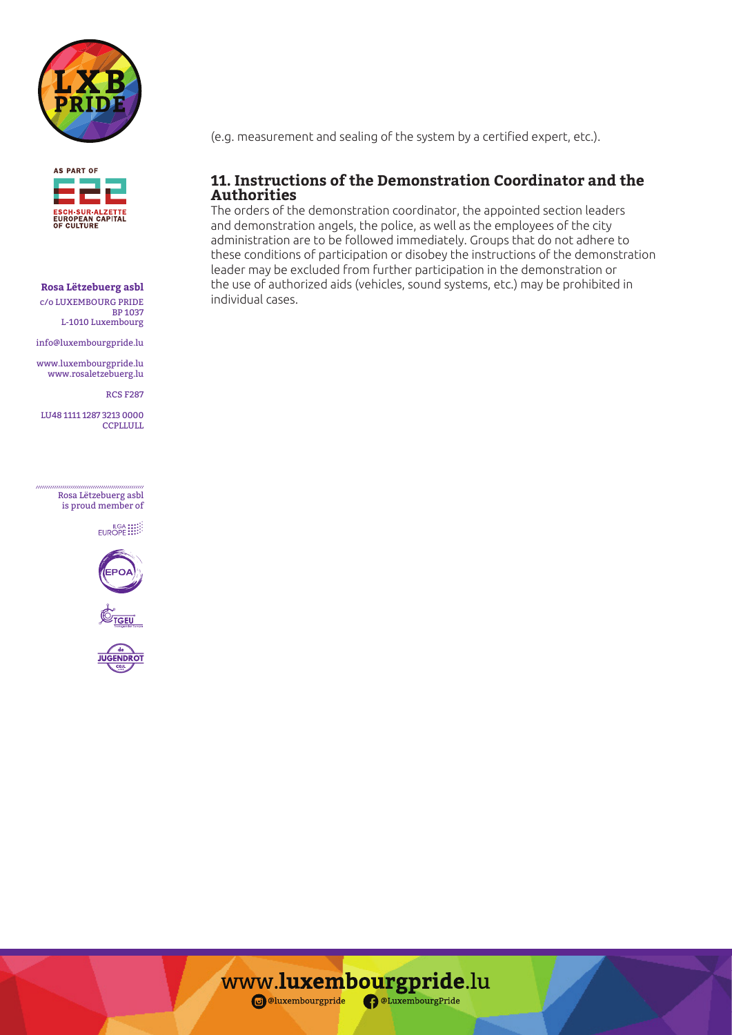(e.g. measurement and sealing of the system by a certified expert, etc.).

## 11. Instructions of the Demonstration Coordinator and the Authorities

The orders of the demonstration coordinator, the appointed section leaders and demonstration angels, the police, as well as the employees of the city administration are to be followed immediately. Groups that do not adhere to these conditions of participation or disobey the instructions of the demonstration leader may be excluded from further participation in the demonstration or the use of authorized aids (vehicles, sound systems, etc.) may be prohibited in individual cases.